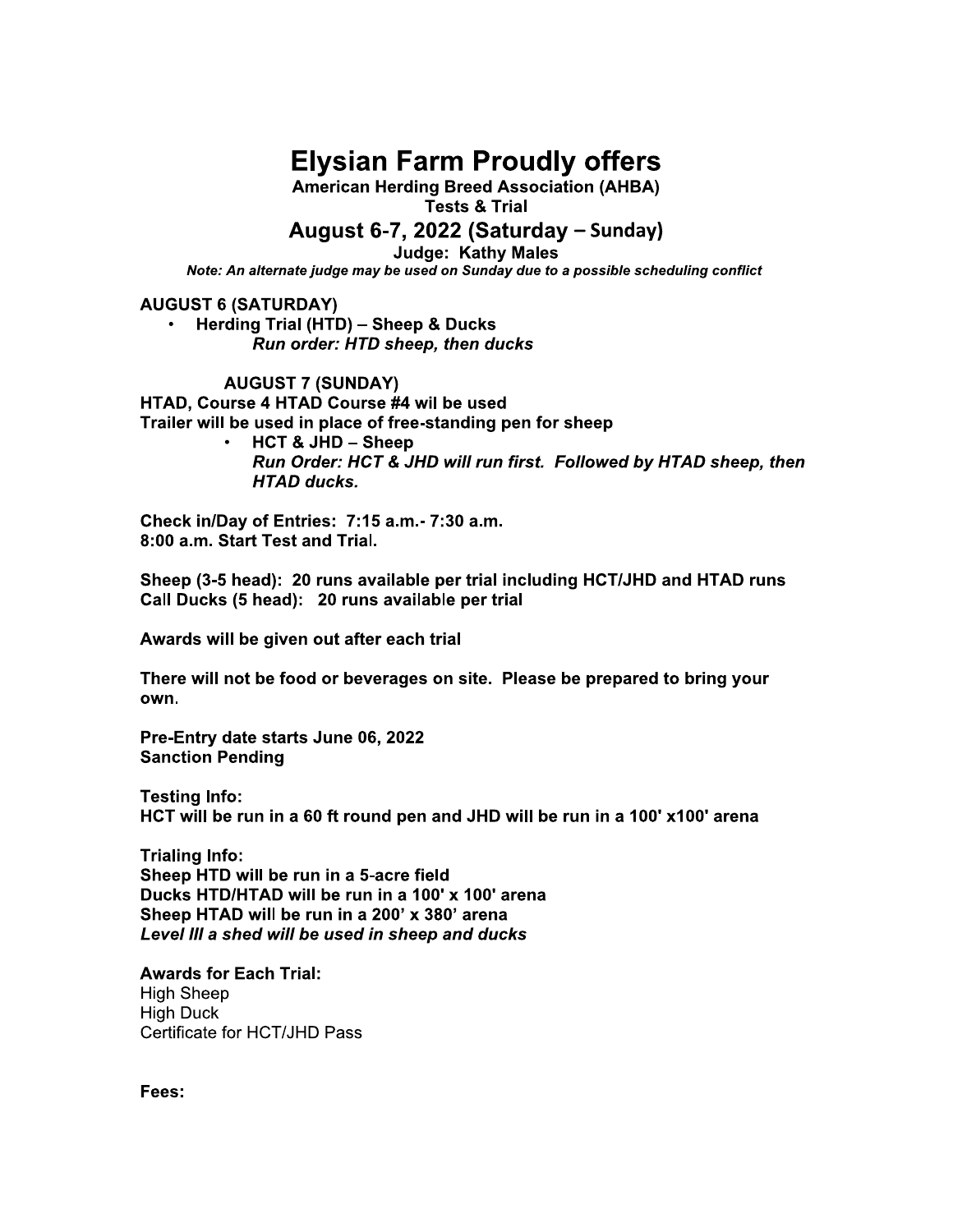# Elysian Farm Proudly offers

**American Herding Breed Association (AHBA)**
**Tests & Trial**

## August 6-7, 2022 (Saturday – Sunday)

**Judge: Kathy Males**

***Note: An alternate judge may be used on Sunday due to a possible scheduling conflict***

**AUGUST 6 (SATURDAY)**

- **Herding Trial (HTD) – Sheep & Ducks**
  ***Run order: HTD sheep, then ducks***

**AUGUST 7 (SUNDAY)**

**HTAD, Course 4 HTAD Course #4 wil be used**
**Trailer will be used in place of free-standing pen for sheep**

- **HCT & JHD – Sheep**
  ***Run Order: HCT & JHD will run first. Followed by HTAD sheep, then HTAD ducks.***

**Check in/Day of Entries: 7:15 a.m.- 7:30 a.m.**
**8:00 a.m. Start Test and Trial.**

**Sheep (3-5 head): 20 runs available per trial including HCT/JHD and HTAD runs**
**Call Ducks (5 head): 20 runs available per trial**

**Awards will be given out after each trial**

**There will not be food or beverages on site. Please be prepared to bring your own.**

**Pre-Entry date starts June 06, 2022**
**Sanction Pending**

**Testing Info:**
**HCT will be run in a 60 ft round pen and JHD will be run in a 100' x100' arena**

**Trialing Info:**
**Sheep HTD will be run in a 5-acre field**
**Ducks HTD/HTAD will be run in a 100' x 100' arena**
**Sheep HTAD will be run in a 200' x 380' arena**
***Level III a shed will be used in sheep and ducks***

**Awards for Each Trial:**
High Sheep
High Duck
Certificate for HCT/JHD Pass

**Fees:**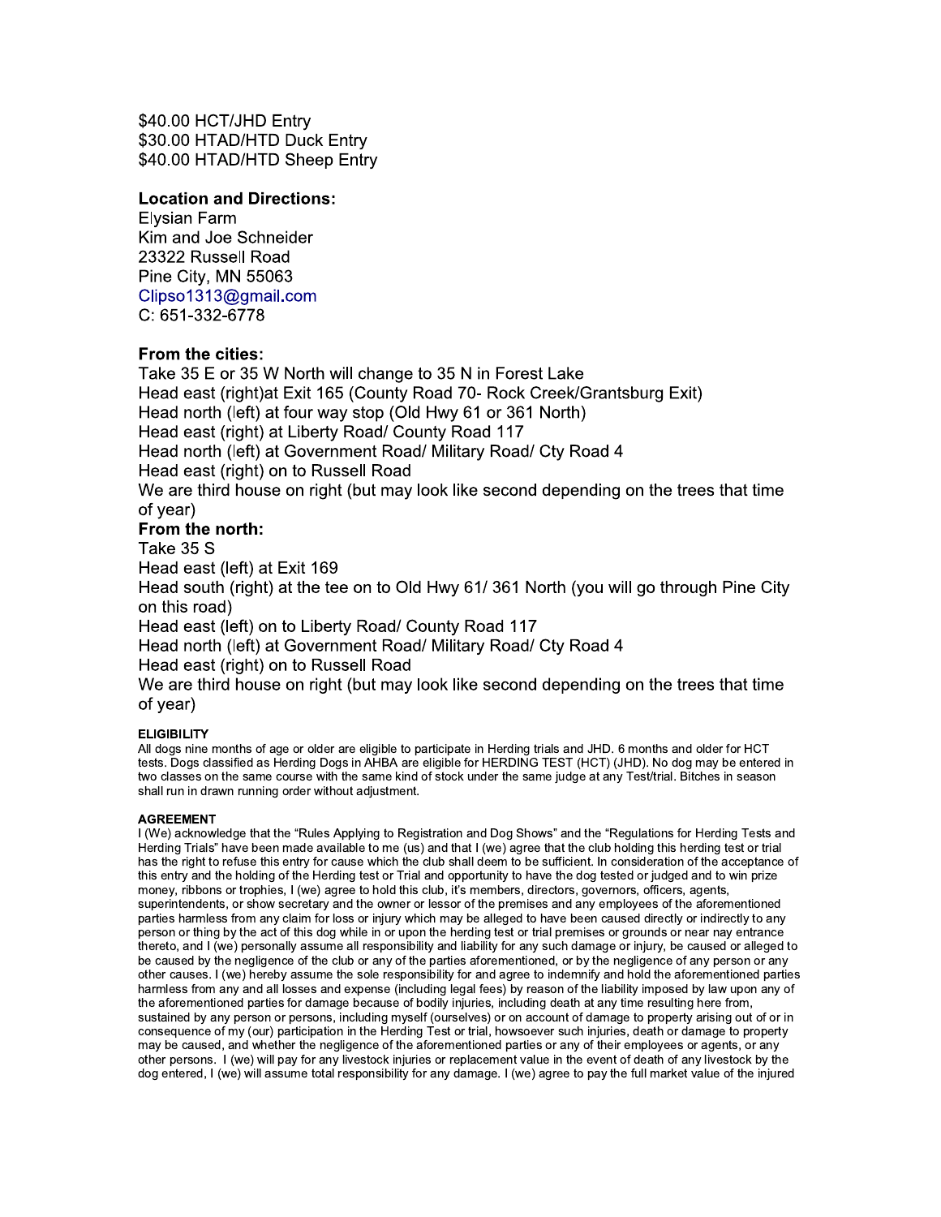$40.00 HCT/JHD Entry
$30.00 HTAD/HTD Duck Entry
$40.00 HTAD/HTD Sheep Entry

**Location and Directions:**
Elysian Farm
Kim and Joe Schneider
23322 Russell Road
Pine City, MN 55063
Clipso1313@gmail.com
C: 651-332-6778

**From the cities:**
Take 35 E or 35 W North will change to 35 N in Forest Lake
Head east (right)at Exit 165 (County Road 70- Rock Creek/Grantsburg Exit)
Head north (left) at four way stop (Old Hwy 61 or 361 North)
Head east (right) at Liberty Road/ County Road 117
Head north (left) at Government Road/ Military Road/ Cty Road 4
Head east (right) on to Russell Road
We are third house on right (but may look like second depending on the trees that time of year)

**From the north:**
Take 35 S
Head east (left) at Exit 169
Head south (right) at the tee on to Old Hwy 61/ 361 North (you will go through Pine City on this road)
Head east (left) on to Liberty Road/ County Road 117
Head north (left) at Government Road/ Military Road/ Cty Road 4
Head east (right) on to Russell Road
We are third house on right (but may look like second depending on the trees that time of year)

**ELIGIBILITY**

All dogs nine months of age or older are eligible to participate in Herding trials and JHD. 6 months and older for HCT tests. Dogs classified as Herding Dogs in AHBA are eligible for HERDING TEST (HCT) (JHD). No dog may be entered in two classes on the same course with the same kind of stock under the same judge at any Test/trial. Bitches in season shall run in drawn running order without adjustment.

**AGREEMENT**

I (We) acknowledge that the "Rules Applying to Registration and Dog Shows" and the "Regulations for Herding Tests and Herding Trials" have been made available to me (us) and that I (we) agree that the club holding this herding test or trial has the right to refuse this entry for cause which the club shall deem to be sufficient. In consideration of the acceptance of this entry and the holding of the Herding test or Trial and opportunity to have the dog tested or judged and to win prize money, ribbons or trophies, I (we) agree to hold this club, it's members, directors, governors, officers, agents, superintendents, or show secretary and the owner or lessor of the premises and any employees of the aforementioned parties harmless from any claim for loss or injury which may be alleged to have been caused directly or indirectly to any person or thing by the act of this dog while in or upon the herding test or trial premises or grounds or near nay entrance thereto, and I (we) personally assume all responsibility and liability for any such damage or injury, be caused or alleged to be caused by the negligence of the club or any of the parties aforementioned, or by the negligence of any person or any other causes. I (we) hereby assume the sole responsibility for and agree to indemnify and hold the aforementioned parties harmless from any and all losses and expense (including legal fees) by reason of the liability imposed by law upon any of the aforementioned parties for damage because of bodily injuries, including death at any time resulting here from, sustained by any person or persons, including myself (ourselves) or on account of damage to property arising out of or in consequence of my (our) participation in the Herding Test or trial, howsoever such injuries, death or damage to property may be caused, and whether the negligence of the aforementioned parties or any of their employees or agents, or any other persons. I (we) will pay for any livestock injuries or replacement value in the event of death of any livestock by the dog entered, I (we) will assume total responsibility for any damage. I (we) agree to pay the full market value of the injured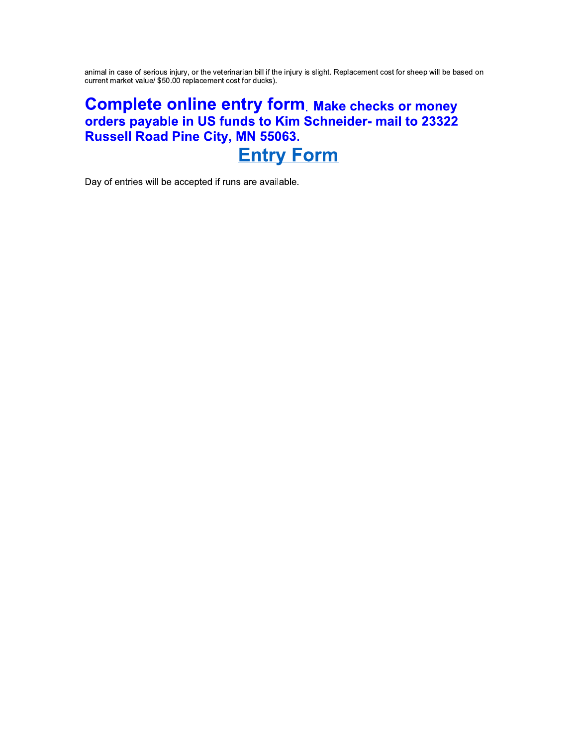animal in case of serious injury, or the veterinarian bill if the injury is slight. Replacement cost for sheep will be based on current market value/ $50.00 replacement cost for ducks).

**Complete online entry form. Make checks or money orders payable in US funds to Kim Schneider- mail to 23322 Russell Road Pine City, MN 55063.**

## Entry Form

Day of entries will be accepted if runs are available.